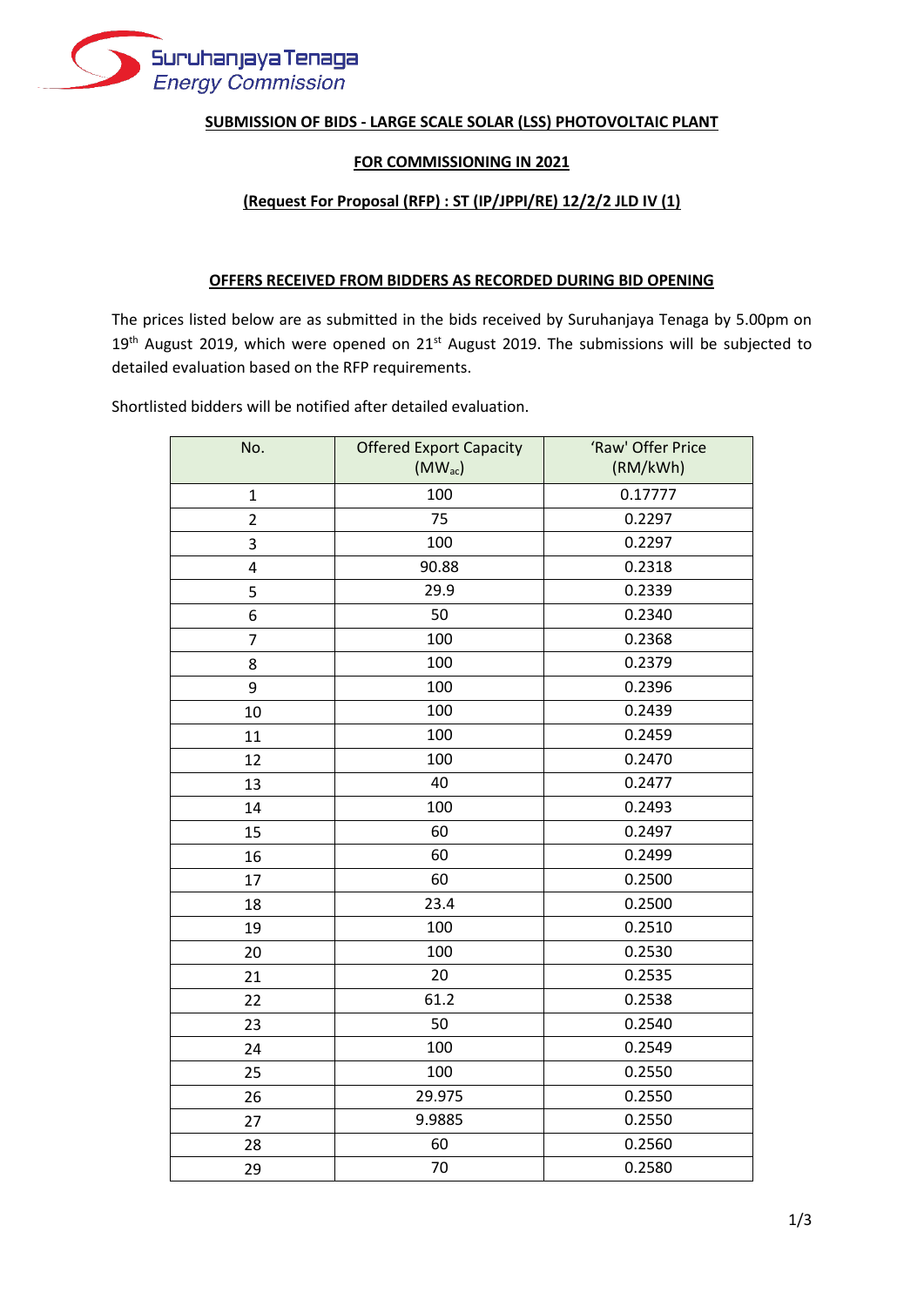Suruhanjaya Tenaga
Energy Commission

**SUBMISSION OF BIDS - LARGE SCALE SOLAR (LSS) PHOTOVOLTAIC PLANT**

**FOR COMMISSIONING IN 2021**

**(Request For Proposal (RFP) : ST (IP/JPPI/RE) 12/2/2 JLD IV (1)**

**OFFERS RECEIVED FROM BIDDERS AS RECORDED DURING BID OPENING**

The prices listed below are as submitted in the bids received by Suruhanjaya Tenaga by 5.00pm on 19th August 2019, which were opened on 21st August 2019. The submissions will be subjected to detailed evaluation based on the RFP requirements.

Shortlisted bidders will be notified after detailed evaluation.

| No. | Offered Export Capacity ($MW_{ac}$) | 'Raw' Offer Price (RM/kWh) |
|---|---|---|
| 1 | 100 | 0.17777 |
| 2 | 75 | 0.2297 |
| 3 | 100 | 0.2297 |
| 4 | 90.88 | 0.2318 |
| 5 | 29.9 | 0.2339 |
| 6 | 50 | 0.2340 |
| 7 | 100 | 0.2368 |
| 8 | 100 | 0.2379 |
| 9 | 100 | 0.2396 |
| 10 | 100 | 0.2439 |
| 11 | 100 | 0.2459 |
| 12 | 100 | 0.2470 |
| 13 | 40 | 0.2477 |
| 14 | 100 | 0.2493 |
| 15 | 60 | 0.2497 |
| 16 | 60 | 0.2499 |
| 17 | 60 | 0.2500 |
| 18 | 23.4 | 0.2500 |
| 19 | 100 | 0.2510 |
| 20 | 100 | 0.2530 |
| 21 | 20 | 0.2535 |
| 22 | 61.2 | 0.2538 |
| 23 | 50 | 0.2540 |
| 24 | 100 | 0.2549 |
| 25 | 100 | 0.2550 |
| 26 | 29.975 | 0.2550 |
| 27 | 9.9885 | 0.2550 |
| 28 | 60 | 0.2560 |
| 29 | 70 | 0.2580 |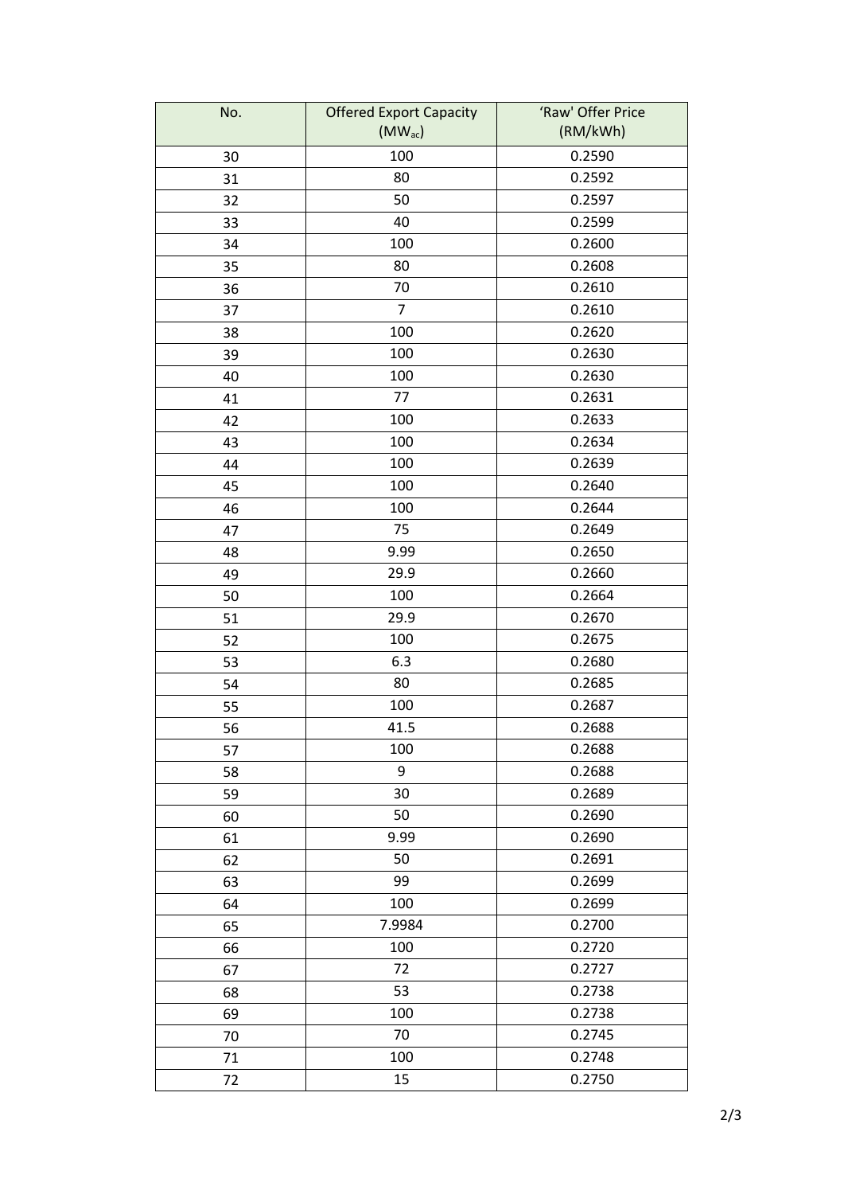| No. | Offered Export Capacity ($MW_{ac}$) | 'Raw' Offer Price (RM/kWh) |
|---|---|---|
| 30 | 100 | 0.2590 |
| 31 | 80 | 0.2592 |
| 32 | 50 | 0.2597 |
| 33 | 40 | 0.2599 |
| 34 | 100 | 0.2600 |
| 35 | 80 | 0.2608 |
| 36 | 70 | 0.2610 |
| 37 | 7 | 0.2610 |
| 38 | 100 | 0.2620 |
| 39 | 100 | 0.2630 |
| 40 | 100 | 0.2630 |
| 41 | 77 | 0.2631 |
| 42 | 100 | 0.2633 |
| 43 | 100 | 0.2634 |
| 44 | 100 | 0.2639 |
| 45 | 100 | 0.2640 |
| 46 | 100 | 0.2644 |
| 47 | 75 | 0.2649 |
| 48 | 9.99 | 0.2650 |
| 49 | 29.9 | 0.2660 |
| 50 | 100 | 0.2664 |
| 51 | 29.9 | 0.2670 |
| 52 | 100 | 0.2675 |
| 53 | 6.3 | 0.2680 |
| 54 | 80 | 0.2685 |
| 55 | 100 | 0.2687 |
| 56 | 41.5 | 0.2688 |
| 57 | 100 | 0.2688 |
| 58 | 9 | 0.2688 |
| 59 | 30 | 0.2689 |
| 60 | 50 | 0.2690 |
| 61 | 9.99 | 0.2690 |
| 62 | 50 | 0.2691 |
| 63 | 99 | 0.2699 |
| 64 | 100 | 0.2699 |
| 65 | 7.9984 | 0.2700 |
| 66 | 100 | 0.2720 |
| 67 | 72 | 0.2727 |
| 68 | 53 | 0.2738 |
| 69 | 100 | 0.2738 |
| 70 | 70 | 0.2745 |
| 71 | 100 | 0.2748 |
| 72 | 15 | 0.2750 |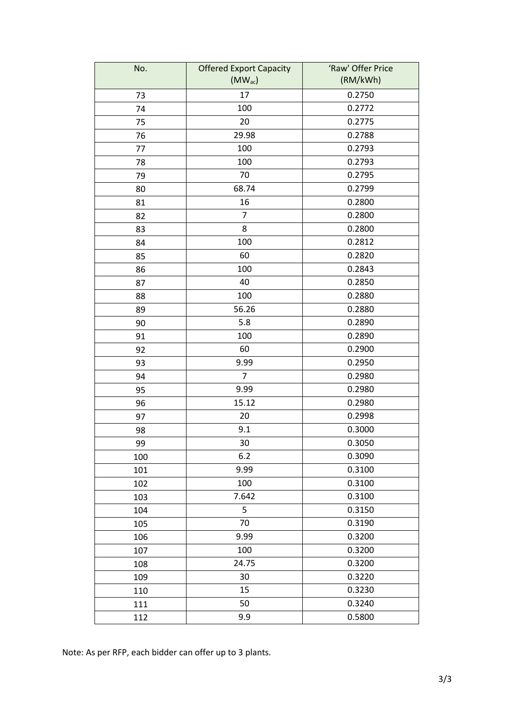| No. | Offered Export Capacity ($MW_{ac}$) | 'Raw' Offer Price (RM/kWh) |
|---|---|---|
| 73 | 17 | 0.2750 |
| 74 | 100 | 0.2772 |
| 75 | 20 | 0.2775 |
| 76 | 29.98 | 0.2788 |
| 77 | 100 | 0.2793 |
| 78 | 100 | 0.2793 |
| 79 | 70 | 0.2795 |
| 80 | 68.74 | 0.2799 |
| 81 | 16 | 0.2800 |
| 82 | 7 | 0.2800 |
| 83 | 8 | 0.2800 |
| 84 | 100 | 0.2812 |
| 85 | 60 | 0.2820 |
| 86 | 100 | 0.2843 |
| 87 | 40 | 0.2850 |
| 88 | 100 | 0.2880 |
| 89 | 56.26 | 0.2880 |
| 90 | 5.8 | 0.2890 |
| 91 | 100 | 0.2890 |
| 92 | 60 | 0.2900 |
| 93 | 9.99 | 0.2950 |
| 94 | 7 | 0.2980 |
| 95 | 9.99 | 0.2980 |
| 96 | 15.12 | 0.2980 |
| 97 | 20 | 0.2998 |
| 98 | 9.1 | 0.3000 |
| 99 | 30 | 0.3050 |
| 100 | 6.2 | 0.3090 |
| 101 | 9.99 | 0.3100 |
| 102 | 100 | 0.3100 |
| 103 | 7.642 | 0.3100 |
| 104 | 5 | 0.3150 |
| 105 | 70 | 0.3190 |
| 106 | 9.99 | 0.3200 |
| 107 | 100 | 0.3200 |
| 108 | 24.75 | 0.3200 |
| 109 | 30 | 0.3220 |
| 110 | 15 | 0.3230 |
| 111 | 50 | 0.3240 |
| 112 | 9.9 | 0.5800 |

Note: As per RFP, each bidder can offer up to 3 plants.